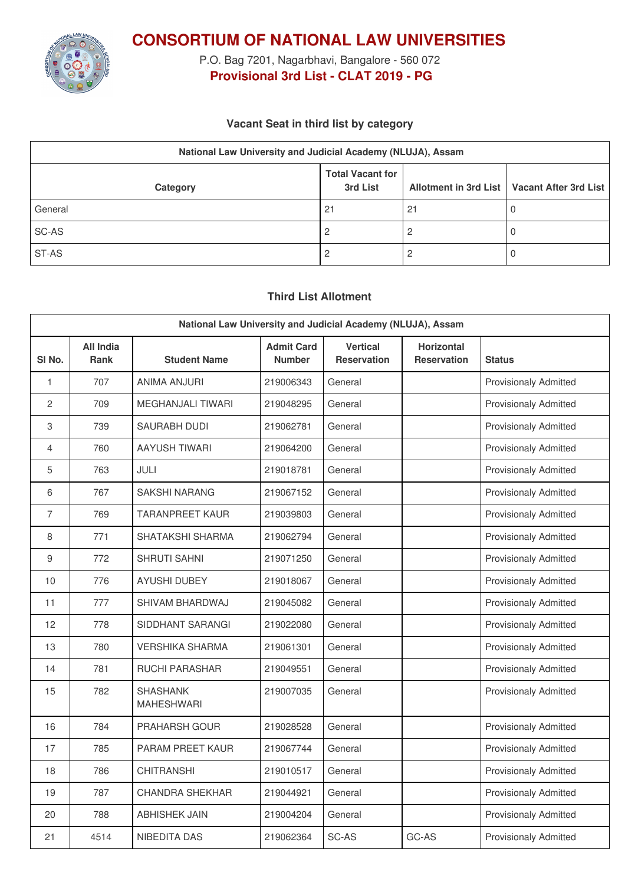# CONSORTIUM OF NATIONAL LAW UNIVERSITIES

P.O. Bag 7201, Nagarbhavi, Bangalore - 560 072

**Provisional 3rd List - CLAT 2019 - PG**

### Vacant Seat in third list by category

| National Law University and Judicial Academy (NLUJA), Assam | | | |
|---|---|---|---|
| **Category** | **Total Vacant for 3rd List** | **Allotment in 3rd List** | **Vacant After 3rd List** |
| General | 21 | 21 | 0 |
| SC-AS | 2 | 2 | 0 |
| ST-AS | 2 | 2 | 0 |

### Third List Allotment

| National Law University and Judicial Academy (NLUJA), Assam | | | | | | |
|---|---|---|---|---|---|---|
| **Sl No.** | **All India Rank** | **Student Name** | **Admit Card Number** | **Vertical Reservation** | **Horizontal Reservation** | **Status** |
| 1 | 707 | ANIMA ANJURI | 219006343 | General | | Provisionaly Admitted |
| 2 | 709 | MEGHANJALI TIWARI | 219048295 | General | | Provisionaly Admitted |
| 3 | 739 | SAURABH DUDI | 219062781 | General | | Provisionaly Admitted |
| 4 | 760 | AAYUSH TIWARI | 219064200 | General | | Provisionaly Admitted |
| 5 | 763 | JULI | 219018781 | General | | Provisionaly Admitted |
| 6 | 767 | SAKSHI NARANG | 219067152 | General | | Provisionaly Admitted |
| 7 | 769 | TARANPREET KAUR | 219039803 | General | | Provisionaly Admitted |
| 8 | 771 | SHATAKSHI SHARMA | 219062794 | General | | Provisionaly Admitted |
| 9 | 772 | SHRUTI SAHNI | 219071250 | General | | Provisionaly Admitted |
| 10 | 776 | AYUSHI DUBEY | 219018067 | General | | Provisionaly Admitted |
| 11 | 777 | SHIVAM BHARDWAJ | 219045082 | General | | Provisionaly Admitted |
| 12 | 778 | SIDDHANT SARANGI | 219022080 | General | | Provisionaly Admitted |
| 13 | 780 | VERSHIKA SHARMA | 219061301 | General | | Provisionaly Admitted |
| 14 | 781 | RUCHI PARASHAR | 219049551 | General | | Provisionaly Admitted |
| 15 | 782 | SHASHANK MAHESHWARI | 219007035 | General | | Provisionaly Admitted |
| 16 | 784 | PRAHARSH GOUR | 219028528 | General | | Provisionaly Admitted |
| 17 | 785 | PARAM PREET KAUR | 219067744 | General | | Provisionaly Admitted |
| 18 | 786 | CHITRANSHI | 219010517 | General | | Provisionaly Admitted |
| 19 | 787 | CHANDRA SHEKHAR | 219044921 | General | | Provisionaly Admitted |
| 20 | 788 | ABHISHEK JAIN | 219004204 | General | | Provisionaly Admitted |
| 21 | 4514 | NIBEDITA DAS | 219062364 | SC-AS | GC-AS | Provisionaly Admitted |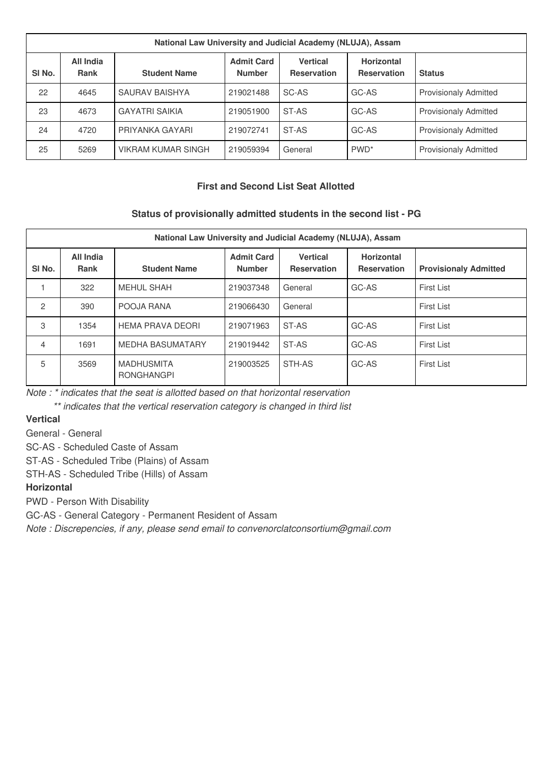| National Law University and Judicial Academy (NLUJA), Assam | | | | | | |
|---|---|---|---|---|---|---|
| Sl No. | All India Rank | Student Name | Admit Card Number | Vertical Reservation | Horizontal Reservation | Status |
| 22 | 4645 | SAURAV BAISHYA | 219021488 | SC-AS | GC-AS | Provisionaly Admitted |
| 23 | 4673 | GAYATRI SAIKIA | 219051900 | ST-AS | GC-AS | Provisionaly Admitted |
| 24 | 4720 | PRIYANKA GAYARI | 219072741 | ST-AS | GC-AS | Provisionaly Admitted |
| 25 | 5269 | VIKRAM KUMAR SINGH | 219059394 | General | PWD* | Provisionaly Admitted |

### First and Second List Seat Allotted

### Status of provisionally admitted students in the second list - PG

| National Law University and Judicial Academy (NLUJA), Assam | | | | | | |
|---|---|---|---|---|---|---|
| Sl No. | All India Rank | Student Name | Admit Card Number | Vertical Reservation | Horizontal Reservation | Provisionaly Admitted |
| 1 | 322 | MEHUL SHAH | 219037348 | General | GC-AS | First List |
| 2 | 390 | POOJA RANA | 219066430 | General | | First List |
| 3 | 1354 | HEMA PRAVA DEORI | 219071963 | ST-AS | GC-AS | First List |
| 4 | 1691 | MEDHA BASUMATARY | 219019442 | ST-AS | GC-AS | First List |
| 5 | 3569 | MADHUSMITA RONGHANGPI | 219003525 | STH-AS | GC-AS | First List |

*Note : * indicates that the seat is allotted based on that horizontal reservation*

*** indicates that the vertical reservation category is changed in third list*

**Vertical**

General - General

SC-AS - Scheduled Caste of Assam

ST-AS - Scheduled Tribe (Plains) of Assam

STH-AS - Scheduled Tribe (Hills) of Assam

**Horizontal**

PWD - Person With Disability

GC-AS - General Category - Permanent Resident of Assam

*Note : Discrepencies, if any, please send email to convenorclatconsortium@gmail.com*